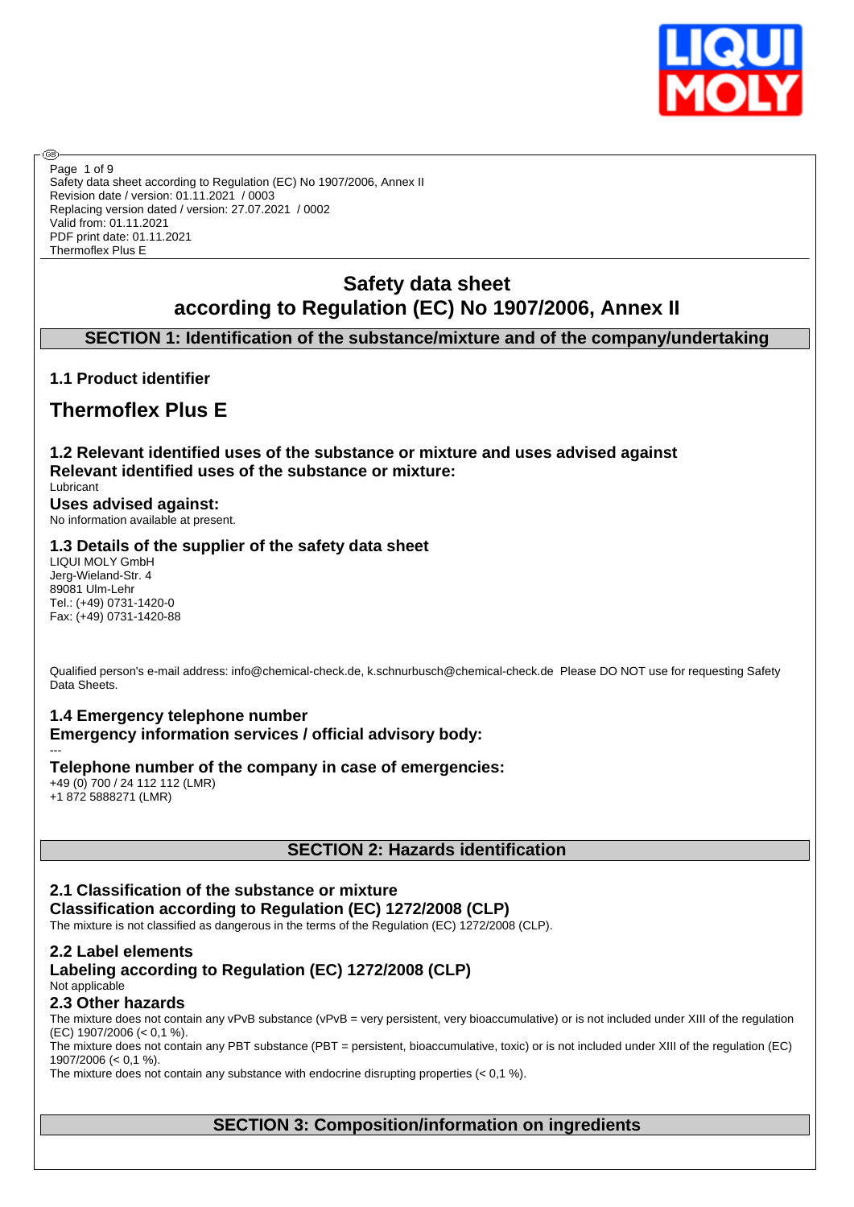Page 1 of 9
Safety data sheet according to Regulation (EC) No 1907/2006, Annex II
Revision date / version: 01.11.2021 / 0003
Replacing version dated / version: 27.07.2021 / 0002
Valid from: 01.11.2021
PDF print date: 01.11.2021
Thermoflex Plus E

# Safety data sheet according to Regulation (EC) No 1907/2006, Annex II

## SECTION 1: Identification of the substance/mixture and of the company/undertaking

### 1.1 Product identifier

# Thermoflex Plus E

### 1.2 Relevant identified uses of the substance or mixture and uses advised against

**Relevant identified uses of the substance or mixture:**

Lubricant

**Uses advised against:**

No information available at present.

### 1.3 Details of the supplier of the safety data sheet

LIQUI MOLY GmbH
Jerg-Wieland-Str. 4
89081 Ulm-Lehr
Tel.: (+49) 0731-1420-0
Fax: (+49) 0731-1420-88

Qualified person's e-mail address: info@chemical-check.de, k.schnurbusch@chemical-check.de Please DO NOT use for requesting Safety Data Sheets.

### 1.4 Emergency telephone number

**Emergency information services / official advisory body:**

---

**Telephone number of the company in case of emergencies:**

+49 (0) 700 / 24 112 112 (LMR)
+1 872 5888271 (LMR)

## SECTION 2: Hazards identification

### 2.1 Classification of the substance or mixture

**Classification according to Regulation (EC) 1272/2008 (CLP)**

The mixture is not classified as dangerous in the terms of the Regulation (EC) 1272/2008 (CLP).

### 2.2 Label elements

**Labeling according to Regulation (EC) 1272/2008 (CLP)**

Not applicable

### 2.3 Other hazards

The mixture does not contain any vPvB substance (vPvB = very persistent, very bioaccumulative) or is not included under XIII of the regulation (EC) 1907/2006 (< 0,1 %).

The mixture does not contain any PBT substance (PBT = persistent, bioaccumulative, toxic) or is not included under XIII of the regulation (EC) 1907/2006 (< 0,1 %).

The mixture does not contain any substance with endocrine disrupting properties (< 0,1 %).

## SECTION 3: Composition/information on ingredients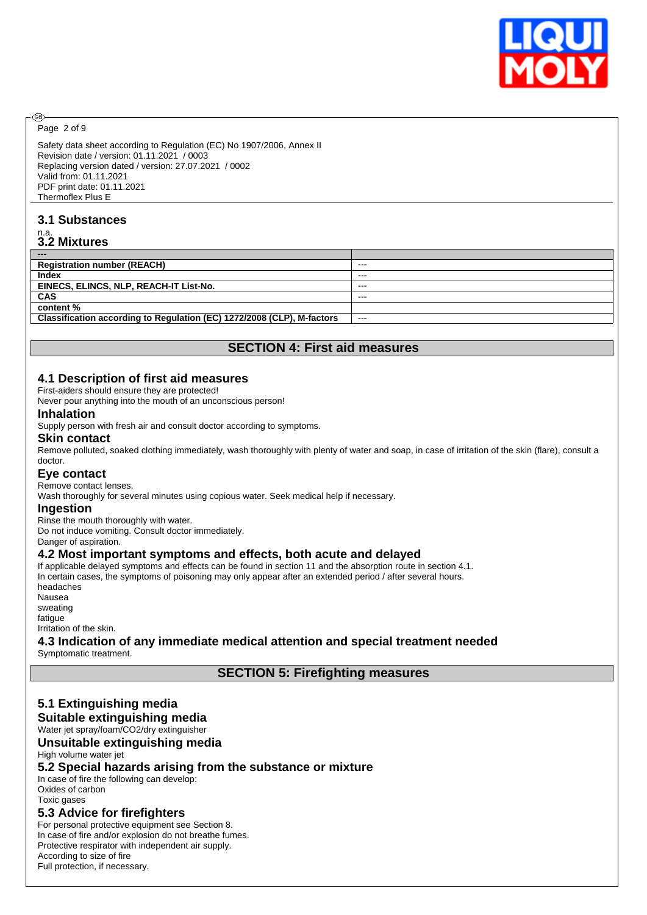Safety data sheet according to Regulation (EC) No 1907/2006, Annex II
Revision date / version: 01.11.2021 / 0003
Replacing version dated / version: 27.07.2021 / 0002
Valid from: 01.11.2021
PDF print date: 01.11.2021
Thermoflex Plus E

### 3.1 Substances

n.a.

### 3.2 Mixtures

| --- | |
|---|---|
| **Registration number (REACH)** | --- |
| **Index** | --- |
| **EINECS, ELINCS, NLP, REACH-IT List-No.** | --- |
| **CAS** | --- |
| **content %** | |
| **Classification according to Regulation (EC) 1272/2008 (CLP), M-factors** | --- |

## SECTION 4: First aid measures

### 4.1 Description of first aid measures

First-aiders should ensure they are protected!
Never pour anything into the mouth of an unconscious person!

#### Inhalation

Supply person with fresh air and consult doctor according to symptoms.

#### Skin contact

Remove polluted, soaked clothing immediately, wash thoroughly with plenty of water and soap, in case of irritation of the skin (flare), consult a doctor.

#### Eye contact

Remove contact lenses.
Wash thoroughly for several minutes using copious water. Seek medical help if necessary.

#### Ingestion

Rinse the mouth thoroughly with water.
Do not induce vomiting. Consult doctor immediately.
Danger of aspiration.

### 4.2 Most important symptoms and effects, both acute and delayed

If applicable delayed symptoms and effects can be found in section 11 and the absorption route in section 4.1.
In certain cases, the symptoms of poisoning may only appear after an extended period / after several hours.
headaches
Nausea
sweating
fatigue
Irritation of the skin.

### 4.3 Indication of any immediate medical attention and special treatment needed

Symptomatic treatment.

## SECTION 5: Firefighting measures

### 5.1 Extinguishing media

#### Suitable extinguishing media

Water jet spray/foam/CO2/dry extinguisher

#### Unsuitable extinguishing media

High volume water jet

### 5.2 Special hazards arising from the substance or mixture

In case of fire the following can develop:
Oxides of carbon
Toxic gases

### 5.3 Advice for firefighters

For personal protective equipment see Section 8.
In case of fire and/or explosion do not breathe fumes.
Protective respirator with independent air supply.
According to size of fire
Full protection, if necessary.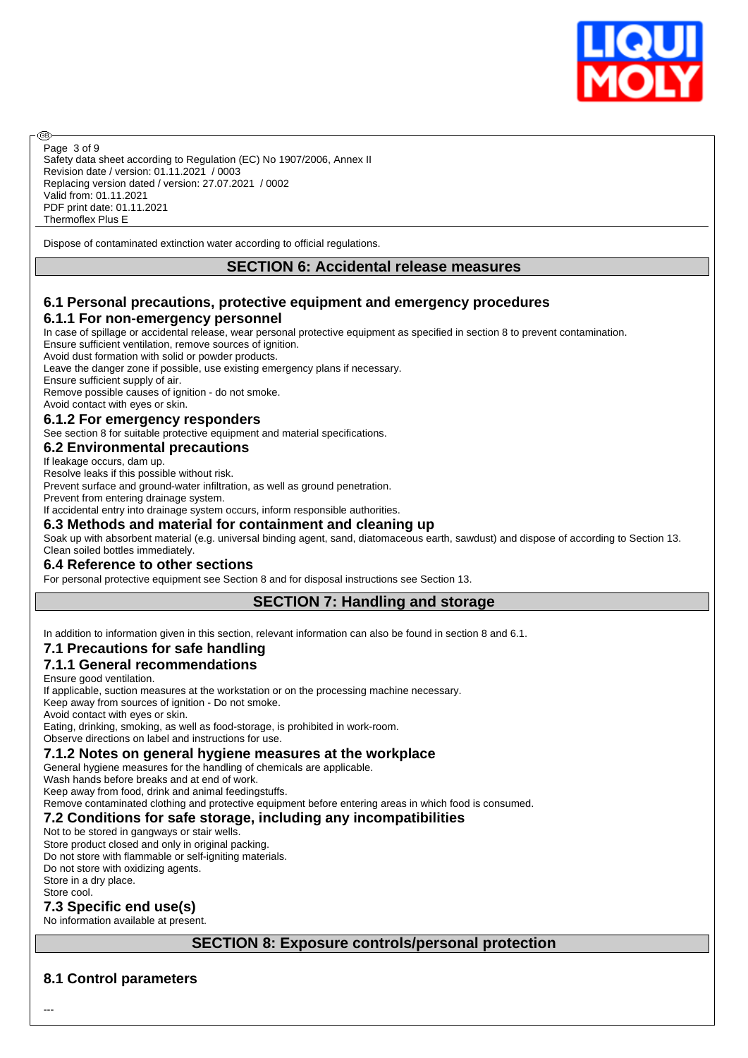Dispose of contaminated extinction water according to official regulations.

## SECTION 6: Accidental release measures

### 6.1 Personal precautions, protective equipment and emergency procedures

#### 6.1.1 For non-emergency personnel

In case of spillage or accidental release, wear personal protective equipment as specified in section 8 to prevent contamination.
Ensure sufficient ventilation, remove sources of ignition.
Avoid dust formation with solid or powder products.
Leave the danger zone if possible, use existing emergency plans if necessary.
Ensure sufficient supply of air.
Remove possible causes of ignition - do not smoke.
Avoid contact with eyes or skin.

#### 6.1.2 For emergency responders

See section 8 for suitable protective equipment and material specifications.

### 6.2 Environmental precautions

If leakage occurs, dam up.
Resolve leaks if this possible without risk.
Prevent surface and ground-water infiltration, as well as ground penetration.
Prevent from entering drainage system.
If accidental entry into drainage system occurs, inform responsible authorities.

### 6.3 Methods and material for containment and cleaning up

Soak up with absorbent material (e.g. universal binding agent, sand, diatomaceous earth, sawdust) and dispose of according to Section 13.
Clean soiled bottles immediately.

### 6.4 Reference to other sections

For personal protective equipment see Section 8 and for disposal instructions see Section 13.

## SECTION 7: Handling and storage

In addition to information given in this section, relevant information can also be found in section 8 and 6.1.

### 7.1 Precautions for safe handling

#### 7.1.1 General recommendations

Ensure good ventilation.
If applicable, suction measures at the workstation or on the processing machine necessary.
Keep away from sources of ignition - Do not smoke.
Avoid contact with eyes or skin.
Eating, drinking, smoking, as well as food-storage, is prohibited in work-room.
Observe directions on label and instructions for use.

#### 7.1.2 Notes on general hygiene measures at the workplace

General hygiene measures for the handling of chemicals are applicable.
Wash hands before breaks and at end of work.
Keep away from food, drink and animal feedingstuffs.
Remove contaminated clothing and protective equipment before entering areas in which food is consumed.

### 7.2 Conditions for safe storage, including any incompatibilities

Not to be stored in gangways or stair wells.
Store product closed and only in original packing.
Do not store with flammable or self-igniting materials.
Do not store with oxidizing agents.
Store in a dry place.
Store cool.

### 7.3 Specific end use(s)

No information available at present.

## SECTION 8: Exposure controls/personal protection

### 8.1 Control parameters

---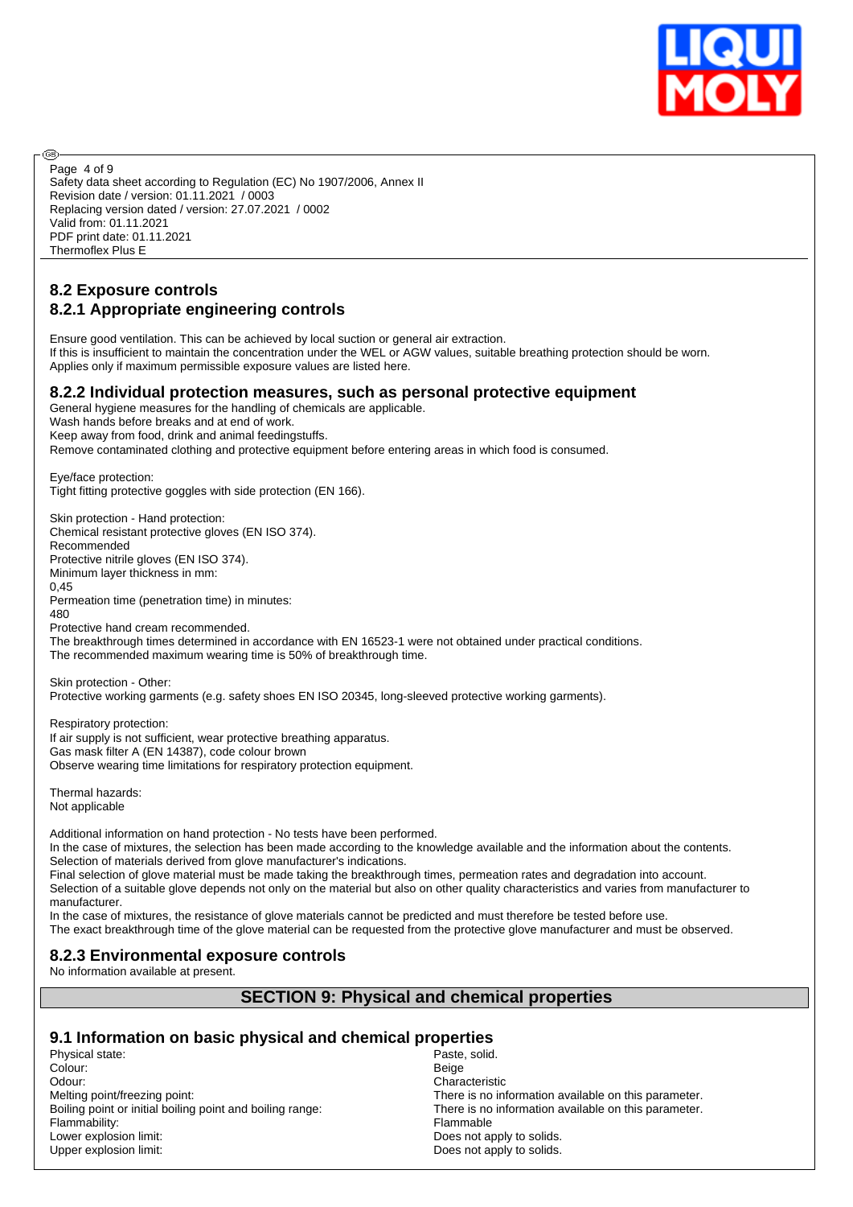## 8.2 Exposure controls

### 8.2.1 Appropriate engineering controls

Ensure good ventilation. This can be achieved by local suction or general air extraction.
If this is insufficient to maintain the concentration under the WEL or AGW values, suitable breathing protection should be worn.
Applies only if maximum permissible exposure values are listed here.

### 8.2.2 Individual protection measures, such as personal protective equipment

General hygiene measures for the handling of chemicals are applicable.
Wash hands before breaks and at end of work.
Keep away from food, drink and animal feedingstuffs.
Remove contaminated clothing and protective equipment before entering areas in which food is consumed.

Eye/face protection:
Tight fitting protective goggles with side protection (EN 166).

Skin protection - Hand protection:
Chemical resistant protective gloves (EN ISO 374).
Recommended
Protective nitrile gloves (EN ISO 374).
Minimum layer thickness in mm:
0,45
Permeation time (penetration time) in minutes:
480
Protective hand cream recommended.
The breakthrough times determined in accordance with EN 16523-1 were not obtained under practical conditions.
The recommended maximum wearing time is 50% of breakthrough time.

Skin protection - Other:
Protective working garments (e.g. safety shoes EN ISO 20345, long-sleeved protective working garments).

Respiratory protection:
If air supply is not sufficient, wear protective breathing apparatus.
Gas mask filter A (EN 14387), code colour brown
Observe wearing time limitations for respiratory protection equipment.

Thermal hazards:
Not applicable

Additional information on hand protection - No tests have been performed.
In the case of mixtures, the selection has been made according to the knowledge available and the information about the contents.
Selection of materials derived from glove manufacturer's indications.
Final selection of glove material must be made taking the breakthrough times, permeation rates and degradation into account.
Selection of a suitable glove depends not only on the material but also on other quality characteristics and varies from manufacturer to manufacturer.
In the case of mixtures, the resistance of glove materials cannot be predicted and must therefore be tested before use.
The exact breakthrough time of the glove material can be requested from the protective glove manufacturer and must be observed.

### 8.2.3 Environmental exposure controls

No information available at present.

## SECTION 9: Physical and chemical properties

### 9.1 Information on basic physical and chemical properties

| | |
|---|---|
| Physical state: | Paste, solid. |
| Colour: | Beige |
| Odour: | Characteristic |
| Melting point/freezing point: | There is no information available on this parameter. |
| Boiling point or initial boiling point and boiling range: | There is no information available on this parameter. |
| Flammability: | Flammable |
| Lower explosion limit: | Does not apply to solids. |
| Upper explosion limit: | Does not apply to solids. |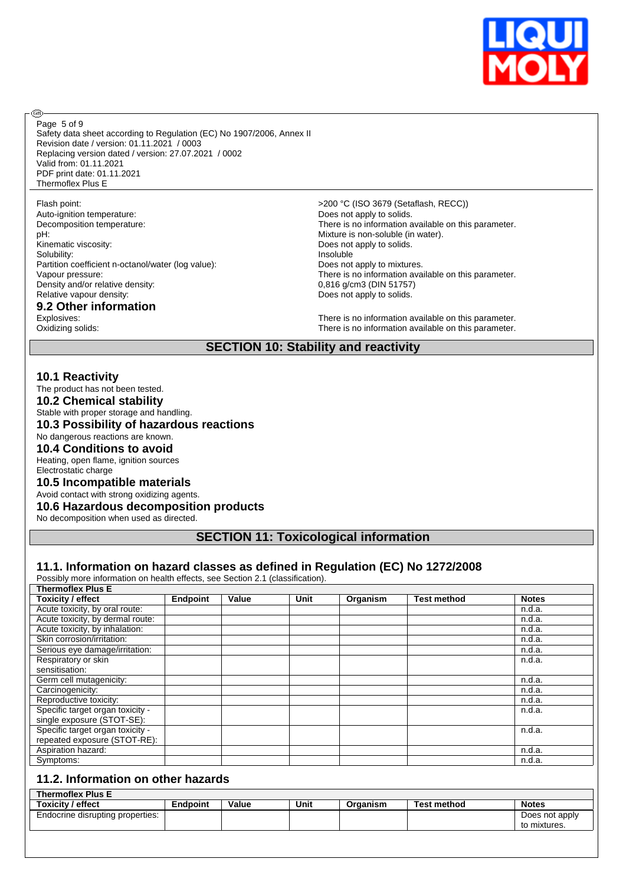Flash point: >200 °C (ISO 3679 (Setaflash, RECC))
Auto-ignition temperature: Does not apply to solids.
Decomposition temperature: There is no information available on this parameter.
pH: Mixture is non-soluble (in water).
Kinematic viscosity: Does not apply to solids.
Solubility: Insoluble
Partition coefficient n-octanol/water (log value): Does not apply to mixtures.
Vapour pressure: There is no information available on this parameter.
Density and/or relative density: 0,816 g/cm3 (DIN 51757)
Relative vapour density: Does not apply to solids.

### 9.2 Other information

Explosives: There is no information available on this parameter.
Oxidizing solids: There is no information available on this parameter.

## SECTION 10: Stability and reactivity

### 10.1 Reactivity

The product has not been tested.

### 10.2 Chemical stability

Stable with proper storage and handling.

### 10.3 Possibility of hazardous reactions

No dangerous reactions are known.

### 10.4 Conditions to avoid

Heating, open flame, ignition sources
Electrostatic charge

### 10.5 Incompatible materials

Avoid contact with strong oxidizing agents.

### 10.6 Hazardous decomposition products

No decomposition when used as directed.

## SECTION 11: Toxicological information

### 11.1. Information on hazard classes as defined in Regulation (EC) No 1272/2008

Possibly more information on health effects, see Section 2.1 (classification).

| Thermoflex Plus E | | | | | | |
|---|---|---|---|---|---|---|
| **Toxicity / effect** | **Endpoint** | **Value** | **Unit** | **Organism** | **Test method** | **Notes** |
| Acute toxicity, by oral route: | | | | | | n.d.a. |
| Acute toxicity, by dermal route: | | | | | | n.d.a. |
| Acute toxicity, by inhalation: | | | | | | n.d.a. |
| Skin corrosion/irritation: | | | | | | n.d.a. |
| Serious eye damage/irritation: | | | | | | n.d.a. |
| Respiratory or skin sensitisation: | | | | | | n.d.a. |
| Germ cell mutagenicity: | | | | | | n.d.a. |
| Carcinogenicity: | | | | | | n.d.a. |
| Reproductive toxicity: | | | | | | n.d.a. |
| Specific target organ toxicity - single exposure (STOT-SE): | | | | | | n.d.a. |
| Specific target organ toxicity - repeated exposure (STOT-RE): | | | | | | n.d.a. |
| Aspiration hazard: | | | | | | n.d.a. |
| Symptoms: | | | | | | n.d.a. |

### 11.2. Information on other hazards

| Thermoflex Plus E | | | | | | |
|---|---|---|---|---|---|---|
| **Toxicity / effect** | **Endpoint** | **Value** | **Unit** | **Organism** | **Test method** | **Notes** |
| Endocrine disrupting properties: | | | | | | Does not apply to mixtures. |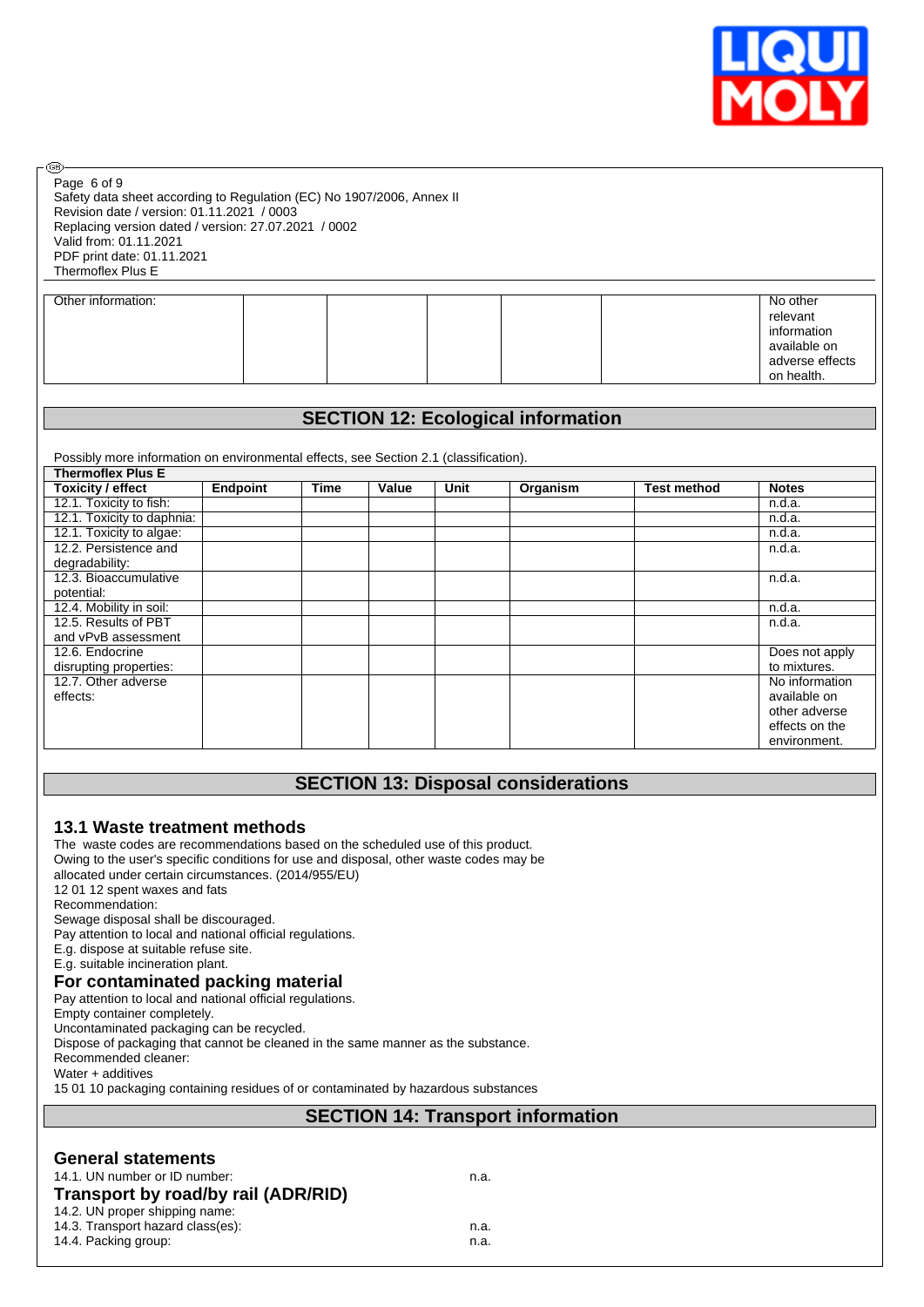| Other information: | | | | | | No other relevant information available on adverse effects on health. |
|---|---|---|---|---|---|---|

## SECTION 12: Ecological information

Possibly more information on environmental effects, see Section 2.1 (classification).

| Thermoflex Plus E | | | | | | | |
|---|---|---|---|---|---|---|---|
| **Toxicity / effect** | **Endpoint** | **Time** | **Value** | **Unit** | **Organism** | **Test method** | **Notes** |
| 12.1. Toxicity to fish: | | | | | | | n.d.a. |
| 12.1. Toxicity to daphnia: | | | | | | | n.d.a. |
| 12.1. Toxicity to algae: | | | | | | | n.d.a. |
| 12.2. Persistence and degradability: | | | | | | | n.d.a. |
| 12.3. Bioaccumulative potential: | | | | | | | n.d.a. |
| 12.4. Mobility in soil: | | | | | | | n.d.a. |
| 12.5. Results of PBT and vPvB assessment | | | | | | | n.d.a. |
| 12.6. Endocrine disrupting properties: | | | | | | | Does not apply to mixtures. |
| 12.7. Other adverse effects: | | | | | | | No information available on other adverse effects on the environment. |

## SECTION 13: Disposal considerations

### 13.1 Waste treatment methods

The waste codes are recommendations based on the scheduled use of this product.
Owing to the user's specific conditions for use and disposal, other waste codes may be allocated under certain circumstances. (2014/955/EU)
12 01 12 spent waxes and fats
Recommendation:
Sewage disposal shall be discouraged.
Pay attention to local and national official regulations.
E.g. dispose at suitable refuse site.
E.g. suitable incineration plant.

### For contaminated packing material

Pay attention to local and national official regulations.
Empty container completely.
Uncontaminated packaging can be recycled.
Dispose of packaging that cannot be cleaned in the same manner as the substance.
Recommended cleaner:
Water + additives
15 01 10 packaging containing residues of or contaminated by hazardous substances

## SECTION 14: Transport information

### General statements

14.1. UN number or ID number: n.a.

### Transport by road/by rail (ADR/RID)

14.2. UN proper shipping name:
14.3. Transport hazard class(es): n.a.
14.4. Packing group: n.a.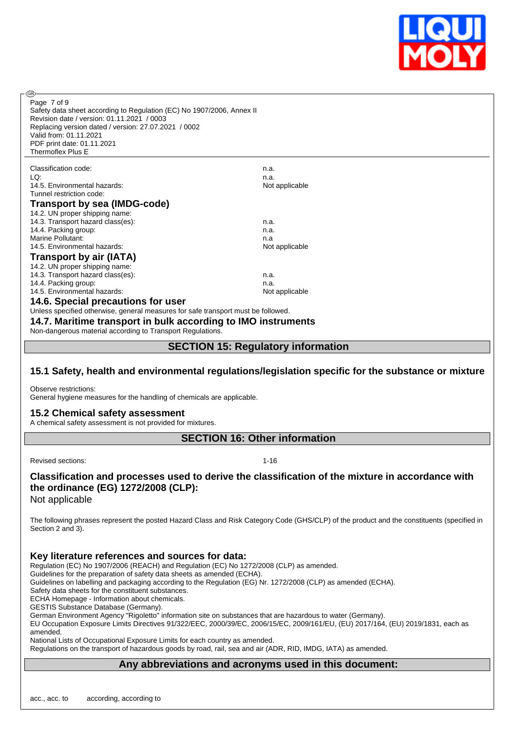| | |
|---|---|
| Classification code: | n.a. |
| LQ: | n.a. |
| 14.5. Environmental hazards: | Not applicable |
| Tunnel restriction code: | |

### Transport by sea (IMDG-code)

| | |
|---|---|
| 14.2. UN proper shipping name: | |
| 14.3. Transport hazard class(es): | n.a. |
| 14.4. Packing group: | n.a. |
| Marine Pollutant: | n.a |
| 14.5. Environmental hazards: | Not applicable |

### Transport by air (IATA)

| | |
|---|---|
| 14.2. UN proper shipping name: | |
| 14.3. Transport hazard class(es): | n.a. |
| 14.4. Packing group: | n.a. |
| 14.5. Environmental hazards: | Not applicable |

### 14.6. Special precautions for user

Unless specified otherwise, general measures for safe transport must be followed.

### 14.7. Maritime transport in bulk according to IMO instruments

Non-dangerous material according to Transport Regulations.

## SECTION 15: Regulatory information

### 15.1 Safety, health and environmental regulations/legislation specific for the substance or mixture

Observe restrictions:
General hygiene measures for the handling of chemicals are applicable.

### 15.2 Chemical safety assessment

A chemical safety assessment is not provided for mixtures.

## SECTION 16: Other information

Revised sections: 1-16

### Classification and processes used to derive the classification of the mixture in accordance with the ordinance (EG) 1272/2008 (CLP):

Not applicable

The following phrases represent the posted Hazard Class and Risk Category Code (GHS/CLP) of the product and the constituents (specified in Section 2 and 3).

### Key literature references and sources for data:

Regulation (EC) No 1907/2006 (REACH) and Regulation (EC) No 1272/2008 (CLP) as amended.
Guidelines for the preparation of safety data sheets as amended (ECHA).
Guidelines on labelling and packaging according to the Regulation (EG) Nr. 1272/2008 (CLP) as amended (ECHA).
Safety data sheets for the constituent substances.
ECHA Homepage - Information about chemicals.
GESTIS Substance Database (Germany).
German Environment Agency "Rigoletto" information site on substances that are hazardous to water (Germany).
EU Occupation Exposure Limits Directives 91/322/EEC, 2000/39/EC, 2006/15/EC, 2009/161/EU, (EU) 2017/164, (EU) 2019/1831, each as amended.
National Lists of Occupational Exposure Limits for each country as amended.
Regulations on the transport of hazardous goods by road, rail, sea and air (ADR, RID, IMDG, IATA) as amended.

## Any abbreviations and acronyms used in this document:

| | |
|---|---|
| acc., acc. to | according, according to |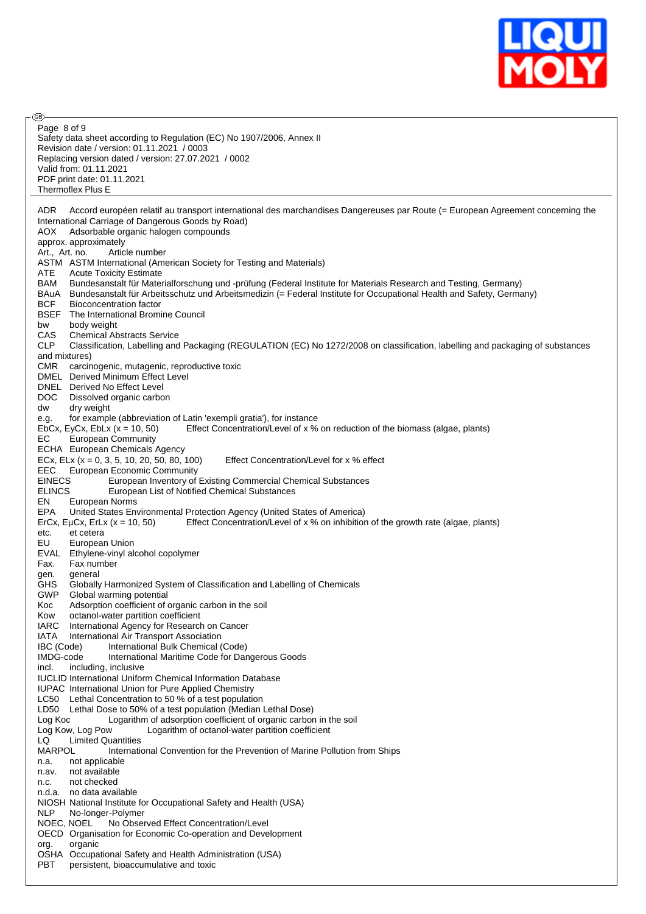ADR Accord européen relatif au transport international des marchandises Dangereuses par Route (= European Agreement concerning the International Carriage of Dangerous Goods by Road)
AOX Adsorbable organic halogen compounds
approx. approximately
Art., Art. no. Article number
ASTM ASTM International (American Society for Testing and Materials)
ATE Acute Toxicity Estimate
BAM Bundesanstalt für Materialforschung und -prüfung (Federal Institute for Materials Research and Testing, Germany)
BAuA Bundesanstalt für Arbeitsschutz und Arbeitsmedizin (= Federal Institute for Occupational Health and Safety, Germany)
BCF Bioconcentration factor
BSEF The International Bromine Council
bw body weight
CAS Chemical Abstracts Service
CLP Classification, Labelling and Packaging (REGULATION (EC) No 1272/2008 on classification, labelling and packaging of substances and mixtures)
CMR carcinogenic, mutagenic, reproductive toxic
DMEL Derived Minimum Effect Level
DNEL Derived No Effect Level
DOC Dissolved organic carbon
dw dry weight
e.g. for example (abbreviation of Latin 'exempli gratia'), for instance
EbCx, EyCx, EbLx (x = 10, 50) Effect Concentration/Level of x % on reduction of the biomass (algae, plants)
EC European Community
ECHA European Chemicals Agency
ECx, ELx (x = 0, 3, 5, 10, 20, 50, 80, 100) Effect Concentration/Level for x % effect
EEC European Economic Community
EINECS European Inventory of Existing Commercial Chemical Substances
ELINCS European List of Notified Chemical Substances
EN European Norms
EPA United States Environmental Protection Agency (United States of America)
ErCx, EµCx, ErLx (x = 10, 50) Effect Concentration/Level of x % on inhibition of the growth rate (algae, plants)
etc. et cetera
EU European Union
EVAL Ethylene-vinyl alcohol copolymer
Fax. Fax number
gen. general
GHS Globally Harmonized System of Classification and Labelling of Chemicals
GWP Global warming potential
Koc Adsorption coefficient of organic carbon in the soil
Kow octanol-water partition coefficient
IARC International Agency for Research on Cancer
IATA International Air Transport Association
IBC (Code) International Bulk Chemical (Code)
IMDG-code International Maritime Code for Dangerous Goods
incl. including, inclusive
IUCLID International Uniform Chemical Information Database
IUPAC International Union for Pure Applied Chemistry
LC50 Lethal Concentration to 50 % of a test population
LD50 Lethal Dose to 50% of a test population (Median Lethal Dose)
Log Koc Logarithm of adsorption coefficient of organic carbon in the soil
Log Kow, Log Pow Logarithm of octanol-water partition coefficient
LQ Limited Quantities
MARPOL International Convention for the Prevention of Marine Pollution from Ships
n.a. not applicable
n.av. not available
n.c. not checked
n.d.a. no data available
NIOSH National Institute for Occupational Safety and Health (USA)
NLP No-longer-Polymer
NOEC, NOEL No Observed Effect Concentration/Level
OECD Organisation for Economic Co-operation and Development
org. organic
OSHA Occupational Safety and Health Administration (USA)
PBT persistent, bioaccumulative and toxic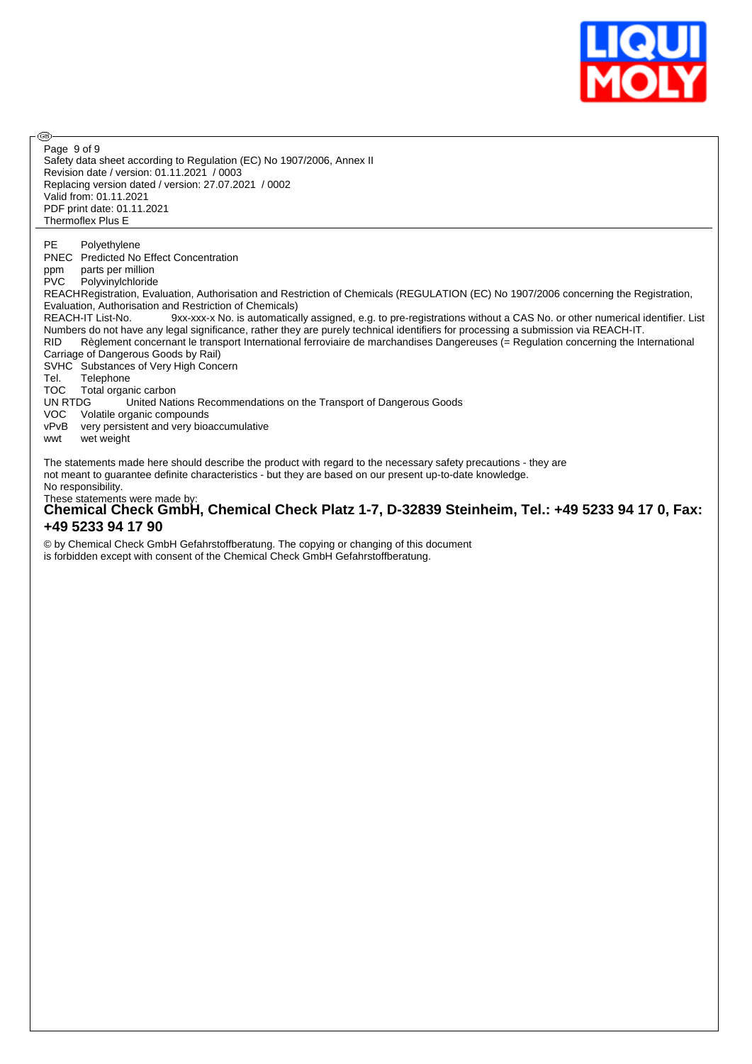PE Polyethylene
PNEC Predicted No Effect Concentration
ppm parts per million
PVC Polyvinylchloride
REACH Registration, Evaluation, Authorisation and Restriction of Chemicals (REGULATION (EC) No 1907/2006 concerning the Registration, Evaluation, Authorisation and Restriction of Chemicals)
REACH-IT List-No. 9xx-xxx-x No. is automatically assigned, e.g. to pre-registrations without a CAS No. or other numerical identifier. List Numbers do not have any legal significance, rather they are purely technical identifiers for processing a submission via REACH-IT.
RID Règlement concernant le transport International ferroviaire de marchandises Dangereuses (= Regulation concerning the International Carriage of Dangerous Goods by Rail)
SVHC Substances of Very High Concern
Tel. Telephone
TOC Total organic carbon
UN RTDG United Nations Recommendations on the Transport of Dangerous Goods
VOC Volatile organic compounds
vPvB very persistent and very bioaccumulative
wwt wet weight

The statements made here should describe the product with regard to the necessary safety precautions - they are not meant to guarantee definite characteristics - but they are based on our present up-to-date knowledge.
No responsibility.
These statements were made by:

**Chemical Check GmbH, Chemical Check Platz 1-7, D-32839 Steinheim, Tel.: +49 5233 94 17 0, Fax: +49 5233 94 17 90**

© by Chemical Check GmbH Gefahrstoffberatung. The copying or changing of this document is forbidden except with consent of the Chemical Check GmbH Gefahrstoffberatung.